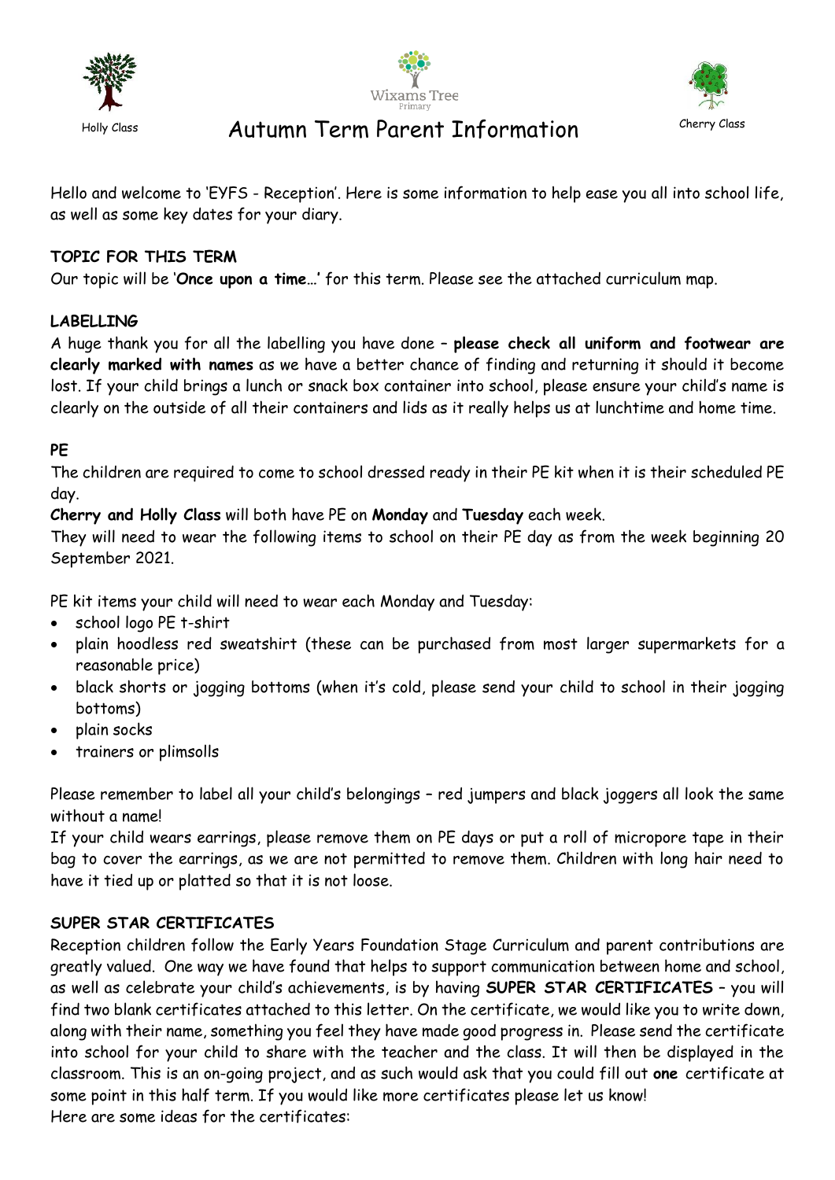Holly Class

Wixams Tree Primary

# Autumn Term Parent Information

Cherry Class

Hello and welcome to 'EYFS - Reception'. Here is some information to help ease you all into school life, as well as some key dates for your diary.

**TOPIC FOR THIS TERM**

Our topic will be '**Once upon a time…'** for this term. Please see the attached curriculum map.

**LABELLING**

A huge thank you for all the labelling you have done – **please check all uniform and footwear are clearly marked with names** as we have a better chance of finding and returning it should it become lost. If your child brings a lunch or snack box container into school, please ensure your child's name is clearly on the outside of all their containers and lids as it really helps us at lunchtime and home time.

**PE**

The children are required to come to school dressed ready in their PE kit when it is their scheduled PE day.

**Cherry and Holly Class** will both have PE on **Monday** and **Tuesday** each week.

They will need to wear the following items to school on their PE day as from the week beginning 20 September 2021.

PE kit items your child will need to wear each Monday and Tuesday:

- school logo PE t-shirt
- plain hoodless red sweatshirt (these can be purchased from most larger supermarkets for a reasonable price)
- black shorts or jogging bottoms (when it's cold, please send your child to school in their jogging bottoms)
- plain socks
- trainers or plimsolls

Please remember to label all your child's belongings – red jumpers and black joggers all look the same without a name!

If your child wears earrings, please remove them on PE days or put a roll of micropore tape in their bag to cover the earrings, as we are not permitted to remove them. Children with long hair need to have it tied up or platted so that it is not loose.

**SUPER STAR CERTIFICATES**

Reception children follow the Early Years Foundation Stage Curriculum and parent contributions are greatly valued. One way we have found that helps to support communication between home and school, as well as celebrate your child's achievements, is by having **SUPER STAR CERTIFICATES** – you will find two blank certificates attached to this letter. On the certificate, we would like you to write down, along with their name, something you feel they have made good progress in. Please send the certificate into school for your child to share with the teacher and the class. It will then be displayed in the classroom. This is an on-going project, and as such would ask that you could fill out **one** certificate at some point in this half term. If you would like more certificates please let us know!

Here are some ideas for the certificates: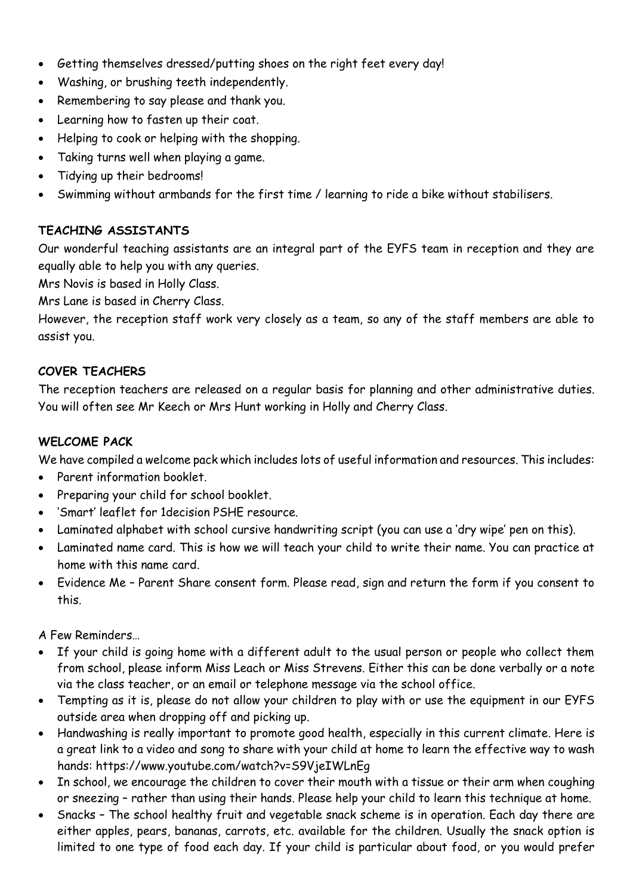- Getting themselves dressed/putting shoes on the right feet every day!
- Washing, or brushing teeth independently.
- Remembering to say please and thank you.
- Learning how to fasten up their coat.
- Helping to cook or helping with the shopping.
- Taking turns well when playing a game.
- Tidying up their bedrooms!
- Swimming without armbands for the first time / learning to ride a bike without stabilisers.

**TEACHING ASSISTANTS**

Our wonderful teaching assistants are an integral part of the EYFS team in reception and they are equally able to help you with any queries.

Mrs Novis is based in Holly Class.

Mrs Lane is based in Cherry Class.

However, the reception staff work very closely as a team, so any of the staff members are able to assist you.

**COVER TEACHERS**

The reception teachers are released on a regular basis for planning and other administrative duties. You will often see Mr Keech or Mrs Hunt working in Holly and Cherry Class.

**WELCOME PACK**

We have compiled a welcome pack which includes lots of useful information and resources. This includes:

- Parent information booklet.
- Preparing your child for school booklet.
- 'Smart' leaflet for 1decision PSHE resource.
- Laminated alphabet with school cursive handwriting script (you can use a 'dry wipe' pen on this).
- Laminated name card. This is how we will teach your child to write their name. You can practice at home with this name card.
- Evidence Me – Parent Share consent form. Please read, sign and return the form if you consent to this.

A Few Reminders…

- If your child is going home with a different adult to the usual person or people who collect them from school, please inform Miss Leach or Miss Strevens. Either this can be done verbally or a note via the class teacher, or an email or telephone message via the school office.
- Tempting as it is, please do not allow your children to play with or use the equipment in our EYFS outside area when dropping off and picking up.
- Handwashing is really important to promote good health, especially in this current climate. Here is a great link to a video and song to share with your child at home to learn the effective way to wash hands: https://www.youtube.com/watch?v=S9VjeIWLnEg
- In school, we encourage the children to cover their mouth with a tissue or their arm when coughing or sneezing – rather than using their hands. Please help your child to learn this technique at home.
- Snacks – The school healthy fruit and vegetable snack scheme is in operation. Each day there are either apples, pears, bananas, carrots, etc. available for the children. Usually the snack option is limited to one type of food each day. If your child is particular about food, or you would prefer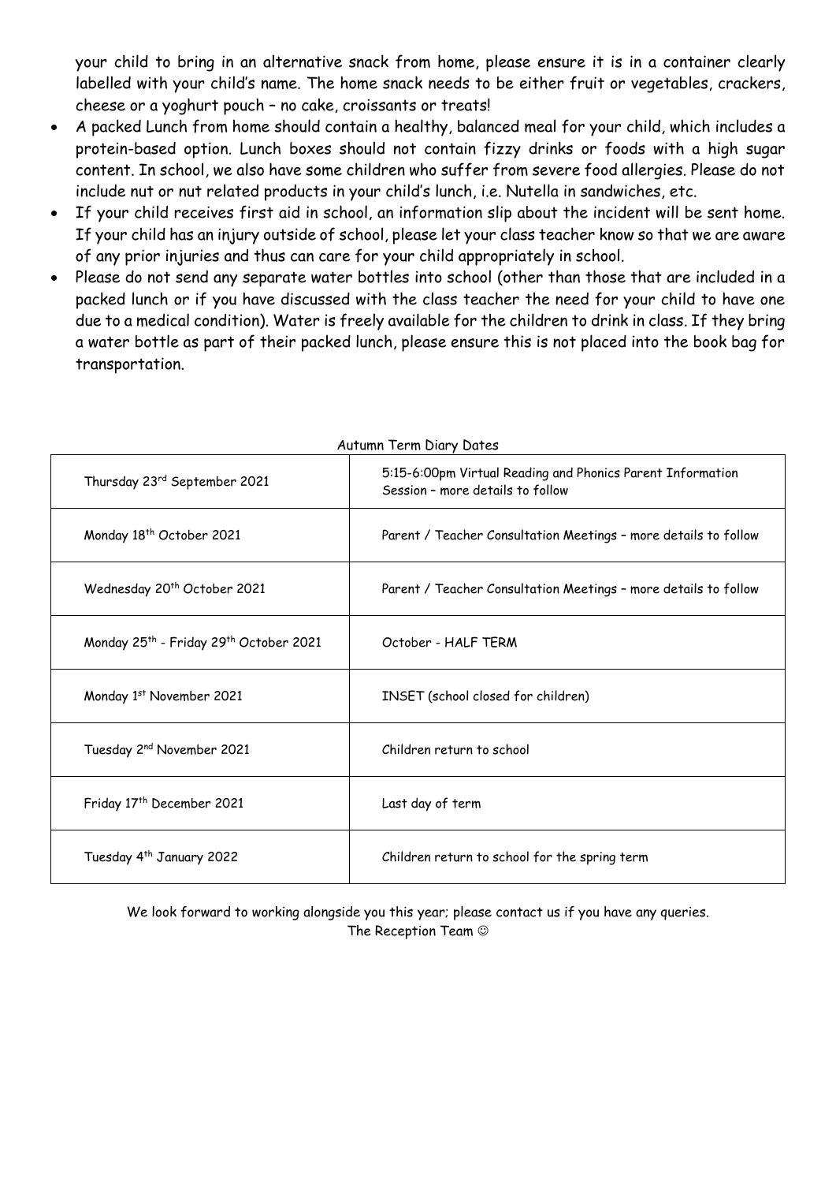your child to bring in an alternative snack from home, please ensure it is in a container clearly labelled with your child's name. The home snack needs to be either fruit or vegetables, crackers, cheese or a yoghurt pouch – no cake, croissants or treats!

- A packed Lunch from home should contain a healthy, balanced meal for your child, which includes a protein-based option. Lunch boxes should not contain fizzy drinks or foods with a high sugar content. In school, we also have some children who suffer from severe food allergies. Please do not include nut or nut related products in your child's lunch, i.e. Nutella in sandwiches, etc.
- If your child receives first aid in school, an information slip about the incident will be sent home. If your child has an injury outside of school, please let your class teacher know so that we are aware of any prior injuries and thus can care for your child appropriately in school.
- Please do not send any separate water bottles into school (other than those that are included in a packed lunch or if you have discussed with the class teacher the need for your child to have one due to a medical condition). Water is freely available for the children to drink in class. If they bring a water bottle as part of their packed lunch, please ensure this is not placed into the book bag for transportation.

Autumn Term Diary Dates

| | |
|---|---|
| Thursday 23rd September 2021 | 5:15-6:00pm Virtual Reading and Phonics Parent Information Session – more details to follow |
| Monday 18th October 2021 | Parent / Teacher Consultation Meetings – more details to follow |
| Wednesday 20th October 2021 | Parent / Teacher Consultation Meetings – more details to follow |
| Monday 25th - Friday 29th October 2021 | October - HALF TERM |
| Monday 1st November 2021 | INSET (school closed for children) |
| Tuesday 2nd November 2021 | Children return to school |
| Friday 17th December 2021 | Last day of term |
| Tuesday 4th January 2022 | Children return to school for the spring term |

We look forward to working alongside you this year; please contact us if you have any queries.
The Reception Team ☺